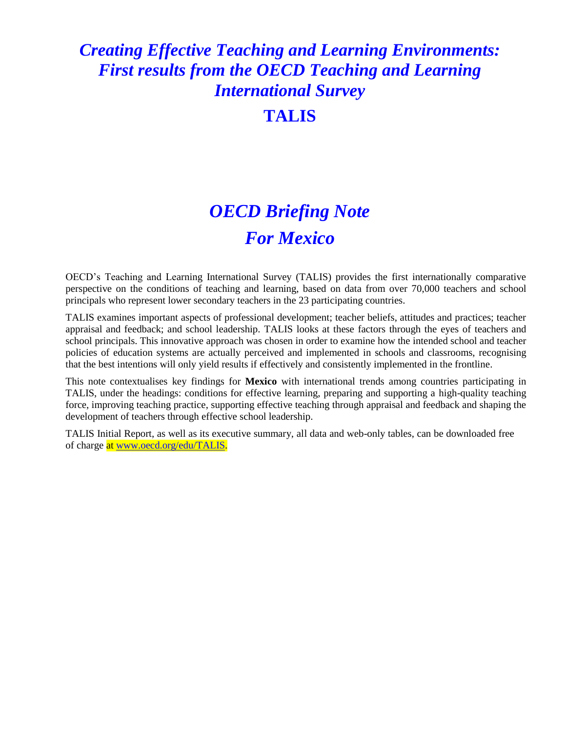# *Creating Effective Teaching and Learning Environments: First results from the OECD Teaching and Learning International Survey*

# TALIS

# *OECD Briefing Note*
# *For Mexico*

OECD's Teaching and Learning International Survey (TALIS) provides the first internationally comparative perspective on the conditions of teaching and learning, based on data from over 70,000 teachers and school principals who represent lower secondary teachers in the 23 participating countries.

TALIS examines important aspects of professional development; teacher beliefs, attitudes and practices; teacher appraisal and feedback; and school leadership. TALIS looks at these factors through the eyes of teachers and school principals. This innovative approach was chosen in order to examine how the intended school and teacher policies of education systems are actually perceived and implemented in schools and classrooms, recognising that the best intentions will only yield results if effectively and consistently implemented in the frontline.

This note contextualises key findings for **Mexico** with international trends among countries participating in TALIS, under the headings: conditions for effective learning, preparing and supporting a high-quality teaching force, improving teaching practice, supporting effective teaching through appraisal and feedback and shaping the development of teachers through effective school leadership.

TALIS Initial Report, as well as its executive summary, all data and web-only tables, can be downloaded free of charge at www.oecd.org/edu/TALIS.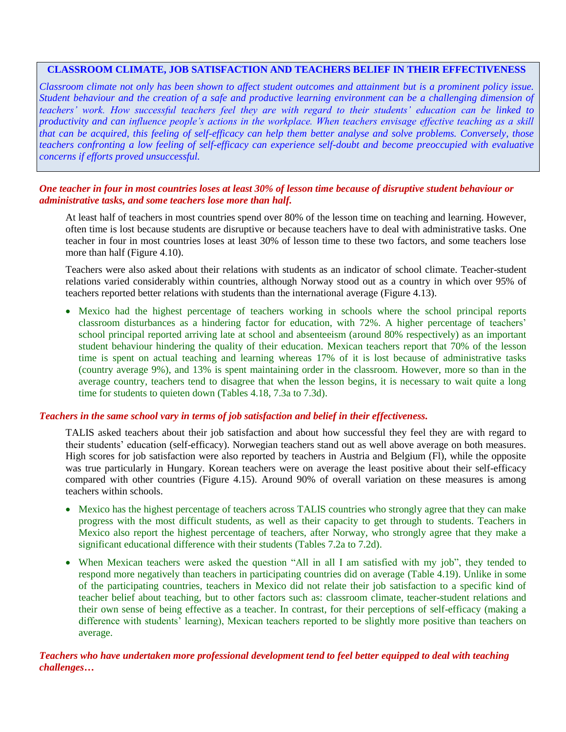**CLASSROOM CLIMATE, JOB SATISFACTION AND TEACHERS BELIEF IN THEIR EFFECTIVENESS**

*Classroom climate not only has been shown to affect student outcomes and attainment but is a prominent policy issue. Student behaviour and the creation of a safe and productive learning environment can be a challenging dimension of teachers' work. How successful teachers feel they are with regard to their students' education can be linked to productivity and can influence people's actions in the workplace. When teachers envisage effective teaching as a skill that can be acquired, this feeling of self-efficacy can help them better analyse and solve problems. Conversely, those teachers confronting a low feeling of self-efficacy can experience self-doubt and become preoccupied with evaluative concerns if efforts proved unsuccessful.*

***One teacher in four in most countries loses at least 30% of lesson time because of disruptive student behaviour or administrative tasks, and some teachers lose more than half.***

At least half of teachers in most countries spend over 80% of the lesson time on teaching and learning. However, often time is lost because students are disruptive or because teachers have to deal with administrative tasks. One teacher in four in most countries loses at least 30% of lesson time to these two factors, and some teachers lose more than half (Figure 4.10).

Teachers were also asked about their relations with students as an indicator of school climate. Teacher-student relations varied considerably within countries, although Norway stood out as a country in which over 95% of teachers reported better relations with students than the international average (Figure 4.13).

- Mexico had the highest percentage of teachers working in schools where the school principal reports classroom disturbances as a hindering factor for education, with 72%. A higher percentage of teachers' school principal reported arriving late at school and absenteeism (around 80% respectively) as an important student behaviour hindering the quality of their education. Mexican teachers report that 70% of the lesson time is spent on actual teaching and learning whereas 17% of it is lost because of administrative tasks (country average 9%), and 13% is spent maintaining order in the classroom. However, more so than in the average country, teachers tend to disagree that when the lesson begins, it is necessary to wait quite a long time for students to quieten down (Tables 4.18, 7.3a to 7.3d).

***Teachers in the same school vary in terms of job satisfaction and belief in their effectiveness.***

TALIS asked teachers about their job satisfaction and about how successful they feel they are with regard to their students' education (self-efficacy). Norwegian teachers stand out as well above average on both measures. High scores for job satisfaction were also reported by teachers in Austria and Belgium (Fl), while the opposite was true particularly in Hungary. Korean teachers were on average the least positive about their self-efficacy compared with other countries (Figure 4.15). Around 90% of overall variation on these measures is among teachers within schools.

- Mexico has the highest percentage of teachers across TALIS countries who strongly agree that they can make progress with the most difficult students, as well as their capacity to get through to students. Teachers in Mexico also report the highest percentage of teachers, after Norway, who strongly agree that they make a significant educational difference with their students (Tables 7.2a to 7.2d).
- When Mexican teachers were asked the question "All in all I am satisfied with my job", they tended to respond more negatively than teachers in participating countries did on average (Table 4.19). Unlike in some of the participating countries, teachers in Mexico did not relate their job satisfaction to a specific kind of teacher belief about teaching, but to other factors such as: classroom climate, teacher-student relations and their own sense of being effective as a teacher. In contrast, for their perceptions of self-efficacy (making a difference with students' learning), Mexican teachers reported to be slightly more positive than teachers on average.

***Teachers who have undertaken more professional development tend to feel better equipped to deal with teaching challenges…***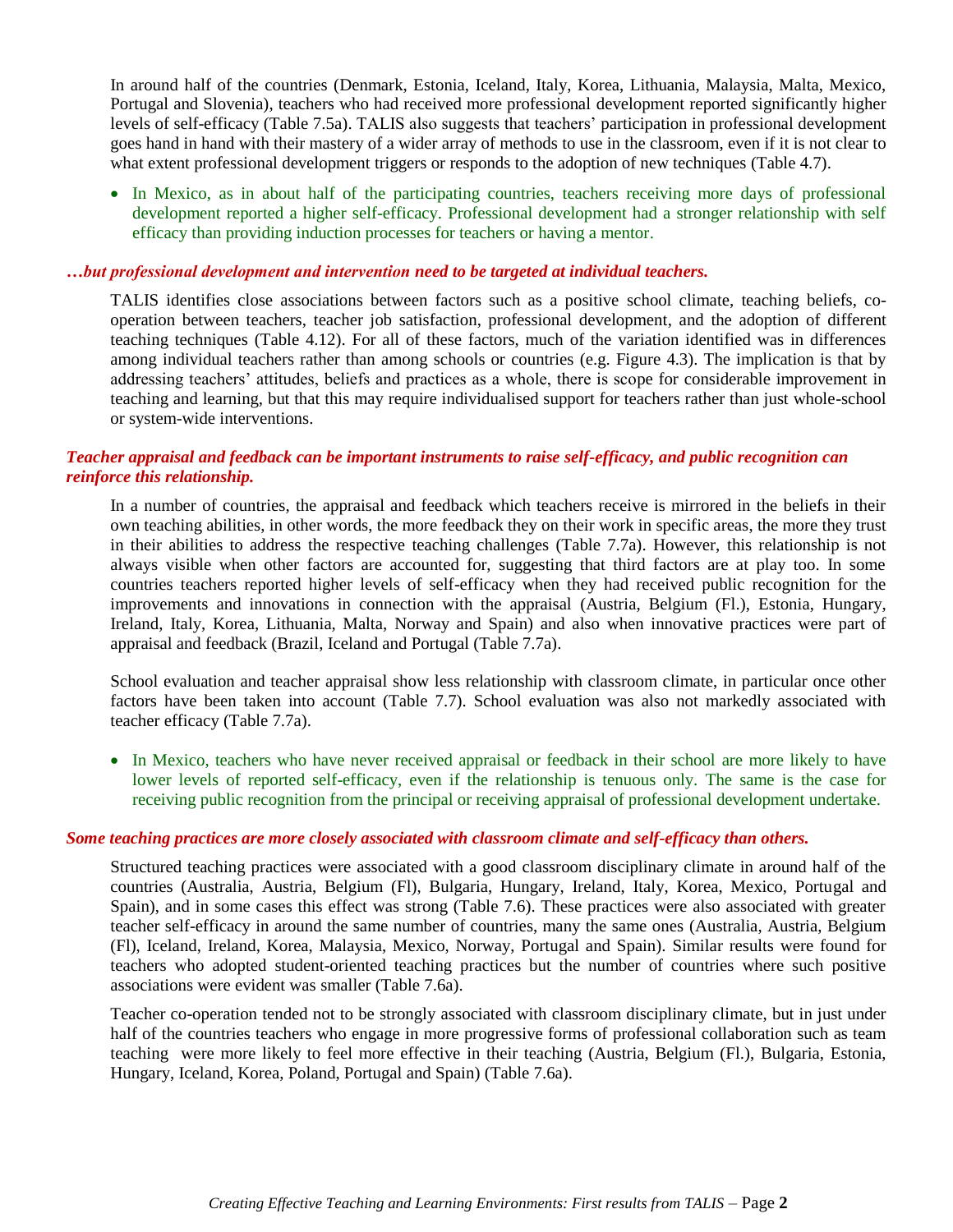In around half of the countries (Denmark, Estonia, Iceland, Italy, Korea, Lithuania, Malaysia, Malta, Mexico, Portugal and Slovenia), teachers who had received more professional development reported significantly higher levels of self-efficacy (Table 7.5a). TALIS also suggests that teachers' participation in professional development goes hand in hand with their mastery of a wider array of methods to use in the classroom, even if it is not clear to what extent professional development triggers or responds to the adoption of new techniques (Table 4.7).

- In Mexico, as in about half of the participating countries, teachers receiving more days of professional development reported a higher self-efficacy. Professional development had a stronger relationship with self efficacy than providing induction processes for teachers or having a mentor.

***…but professional development and intervention need to be targeted at individual teachers.***

TALIS identifies close associations between factors such as a positive school climate, teaching beliefs, co-operation between teachers, teacher job satisfaction, professional development, and the adoption of different teaching techniques (Table 4.12). For all of these factors, much of the variation identified was in differences among individual teachers rather than among schools or countries (e.g. Figure 4.3). The implication is that by addressing teachers' attitudes, beliefs and practices as a whole, there is scope for considerable improvement in teaching and learning, but that this may require individualised support for teachers rather than just whole-school or system-wide interventions.

***Teacher appraisal and feedback can be important instruments to raise self-efficacy, and public recognition can reinforce this relationship.***

In a number of countries, the appraisal and feedback which teachers receive is mirrored in the beliefs in their own teaching abilities, in other words, the more feedback they on their work in specific areas, the more they trust in their abilities to address the respective teaching challenges (Table 7.7a). However, this relationship is not always visible when other factors are accounted for, suggesting that third factors are at play too. In some countries teachers reported higher levels of self-efficacy when they had received public recognition for the improvements and innovations in connection with the appraisal (Austria, Belgium (Fl.), Estonia, Hungary, Ireland, Italy, Korea, Lithuania, Malta, Norway and Spain) and also when innovative practices were part of appraisal and feedback (Brazil, Iceland and Portugal (Table 7.7a).

School evaluation and teacher appraisal show less relationship with classroom climate, in particular once other factors have been taken into account (Table 7.7). School evaluation was also not markedly associated with teacher efficacy (Table 7.7a).

- In Mexico, teachers who have never received appraisal or feedback in their school are more likely to have lower levels of reported self-efficacy, even if the relationship is tenuous only. The same is the case for receiving public recognition from the principal or receiving appraisal of professional development undertake.

***Some teaching practices are more closely associated with classroom climate and self-efficacy than others.***

Structured teaching practices were associated with a good classroom disciplinary climate in around half of the countries (Australia, Austria, Belgium (Fl), Bulgaria, Hungary, Ireland, Italy, Korea, Mexico, Portugal and Spain), and in some cases this effect was strong (Table 7.6). These practices were also associated with greater teacher self-efficacy in around the same number of countries, many the same ones (Australia, Austria, Belgium (Fl), Iceland, Ireland, Korea, Malaysia, Mexico, Norway, Portugal and Spain). Similar results were found for teachers who adopted student-oriented teaching practices but the number of countries where such positive associations were evident was smaller (Table 7.6a).

Teacher co-operation tended not to be strongly associated with classroom disciplinary climate, but in just under half of the countries teachers who engage in more progressive forms of professional collaboration such as team teaching were more likely to feel more effective in their teaching (Austria, Belgium (Fl.), Bulgaria, Estonia, Hungary, Iceland, Korea, Poland, Portugal and Spain) (Table 7.6a).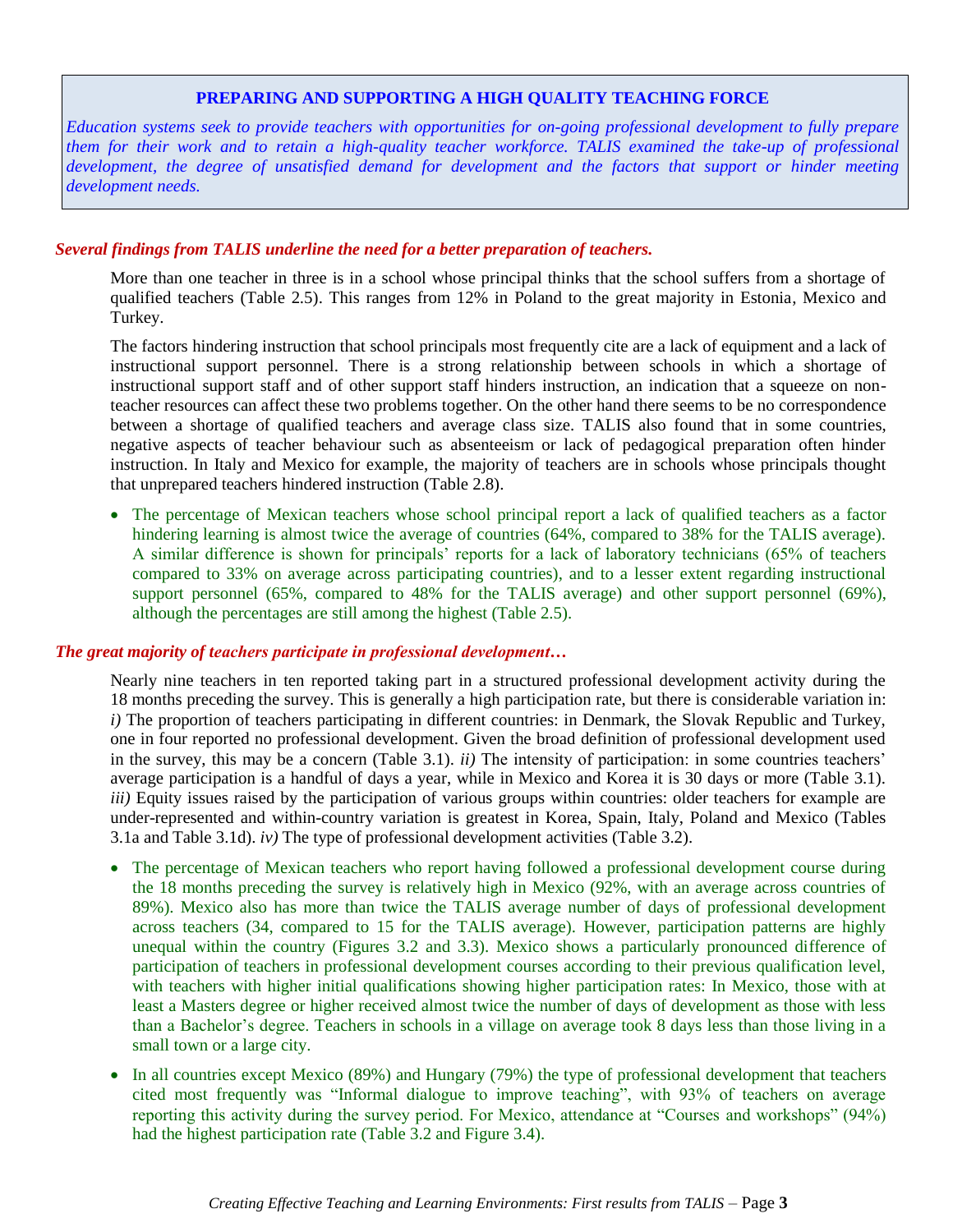## PREPARING AND SUPPORTING A HIGH QUALITY TEACHING FORCE

*Education systems seek to provide teachers with opportunities for on-going professional development to fully prepare them for their work and to retain a high-quality teacher workforce. TALIS examined the take-up of professional development, the degree of unsatisfied demand for development and the factors that support or hinder meeting development needs.*

### *Several findings from TALIS underline the need for a better preparation of teachers.*

More than one teacher in three is in a school whose principal thinks that the school suffers from a shortage of qualified teachers (Table 2.5). This ranges from 12% in Poland to the great majority in Estonia, Mexico and Turkey.

The factors hindering instruction that school principals most frequently cite are a lack of equipment and a lack of instructional support personnel. There is a strong relationship between schools in which a shortage of instructional support staff and of other support staff hinders instruction, an indication that a squeeze on non-teacher resources can affect these two problems together. On the other hand there seems to be no correspondence between a shortage of qualified teachers and average class size. TALIS also found that in some countries, negative aspects of teacher behaviour such as absenteeism or lack of pedagogical preparation often hinder instruction. In Italy and Mexico for example, the majority of teachers are in schools whose principals thought that unprepared teachers hindered instruction (Table 2.8).

- The percentage of Mexican teachers whose school principal report a lack of qualified teachers as a factor hindering learning is almost twice the average of countries (64%, compared to 38% for the TALIS average). A similar difference is shown for principals' reports for a lack of laboratory technicians (65% of teachers compared to 33% on average across participating countries), and to a lesser extent regarding instructional support personnel (65%, compared to 48% for the TALIS average) and other support personnel (69%), although the percentages are still among the highest (Table 2.5).

### *The great majority of teachers participate in professional development…*

Nearly nine teachers in ten reported taking part in a structured professional development activity during the 18 months preceding the survey. This is generally a high participation rate, but there is considerable variation in: *i)* The proportion of teachers participating in different countries: in Denmark, the Slovak Republic and Turkey, one in four reported no professional development. Given the broad definition of professional development used in the survey, this may be a concern (Table 3.1). *ii)* The intensity of participation: in some countries teachers' average participation is a handful of days a year, while in Mexico and Korea it is 30 days or more (Table 3.1). *iii)* Equity issues raised by the participation of various groups within countries: older teachers for example are under-represented and within-country variation is greatest in Korea, Spain, Italy, Poland and Mexico (Tables 3.1a and Table 3.1d). *iv)* The type of professional development activities (Table 3.2).

- The percentage of Mexican teachers who report having followed a professional development course during the 18 months preceding the survey is relatively high in Mexico (92%, with an average across countries of 89%). Mexico also has more than twice the TALIS average number of days of professional development across teachers (34, compared to 15 for the TALIS average). However, participation patterns are highly unequal within the country (Figures 3.2 and 3.3). Mexico shows a particularly pronounced difference of participation of teachers in professional development courses according to their previous qualification level, with teachers with higher initial qualifications showing higher participation rates: In Mexico, those with at least a Masters degree or higher received almost twice the number of days of development as those with less than a Bachelor's degree. Teachers in schools in a village on average took 8 days less than those living in a small town or a large city.
- In all countries except Mexico (89%) and Hungary (79%) the type of professional development that teachers cited most frequently was "Informal dialogue to improve teaching", with 93% of teachers on average reporting this activity during the survey period. For Mexico, attendance at "Courses and workshops" (94%) had the highest participation rate (Table 3.2 and Figure 3.4).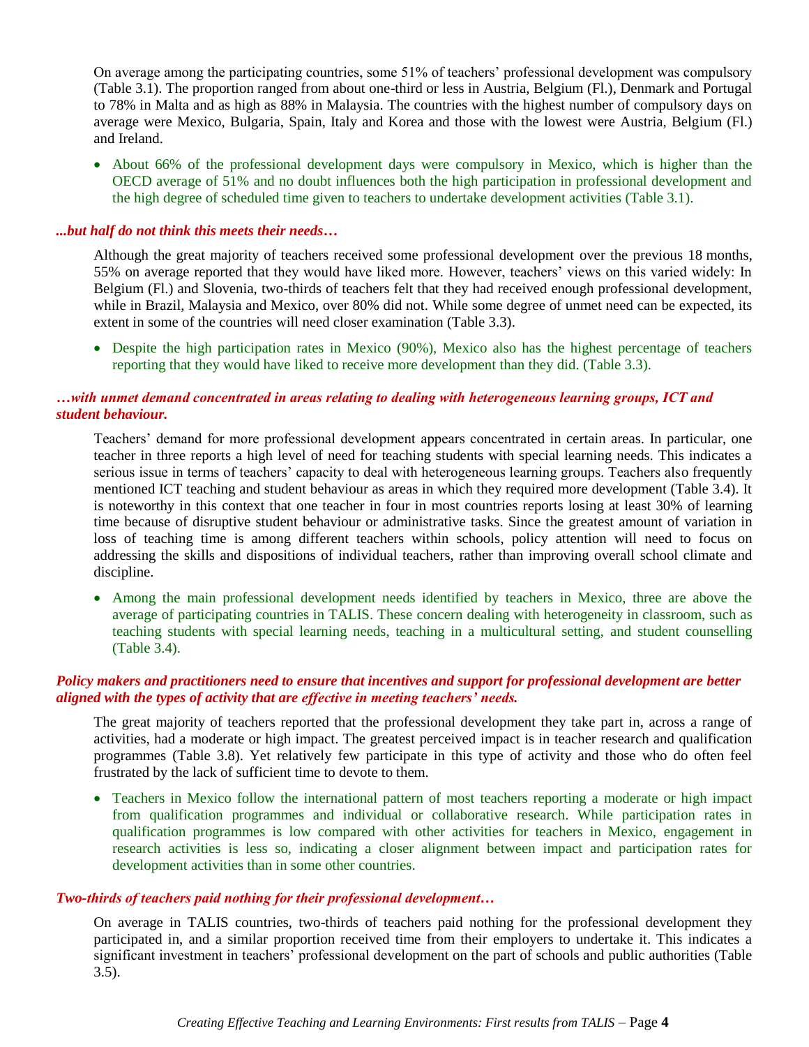On average among the participating countries, some 51% of teachers' professional development was compulsory (Table 3.1). The proportion ranged from about one-third or less in Austria, Belgium (Fl.), Denmark and Portugal to 78% in Malta and as high as 88% in Malaysia. The countries with the highest number of compulsory days on average were Mexico, Bulgaria, Spain, Italy and Korea and those with the lowest were Austria, Belgium (Fl.) and Ireland.

- About 66% of the professional development days were compulsory in Mexico, which is higher than the OECD average of 51% and no doubt influences both the high participation in professional development and the high degree of scheduled time given to teachers to undertake development activities (Table 3.1).

***...but half do not think this meets their needs…***

Although the great majority of teachers received some professional development over the previous 18 months, 55% on average reported that they would have liked more. However, teachers' views on this varied widely: In Belgium (Fl.) and Slovenia, two-thirds of teachers felt that they had received enough professional development, while in Brazil, Malaysia and Mexico, over 80% did not. While some degree of unmet need can be expected, its extent in some of the countries will need closer examination (Table 3.3).

- Despite the high participation rates in Mexico (90%), Mexico also has the highest percentage of teachers reporting that they would have liked to receive more development than they did. (Table 3.3).

***…with unmet demand concentrated in areas relating to dealing with heterogeneous learning groups, ICT and student behaviour.***

Teachers' demand for more professional development appears concentrated in certain areas. In particular, one teacher in three reports a high level of need for teaching students with special learning needs. This indicates a serious issue in terms of teachers' capacity to deal with heterogeneous learning groups. Teachers also frequently mentioned ICT teaching and student behaviour as areas in which they required more development (Table 3.4). It is noteworthy in this context that one teacher in four in most countries reports losing at least 30% of learning time because of disruptive student behaviour or administrative tasks. Since the greatest amount of variation in loss of teaching time is among different teachers within schools, policy attention will need to focus on addressing the skills and dispositions of individual teachers, rather than improving overall school climate and discipline.

- Among the main professional development needs identified by teachers in Mexico, three are above the average of participating countries in TALIS. These concern dealing with heterogeneity in classroom, such as teaching students with special learning needs, teaching in a multicultural setting, and student counselling (Table 3.4).

***Policy makers and practitioners need to ensure that incentives and support for professional development are better aligned with the types of activity that are effective in meeting teachers' needs.***

The great majority of teachers reported that the professional development they take part in, across a range of activities, had a moderate or high impact. The greatest perceived impact is in teacher research and qualification programmes (Table 3.8). Yet relatively few participate in this type of activity and those who do often feel frustrated by the lack of sufficient time to devote to them.

- Teachers in Mexico follow the international pattern of most teachers reporting a moderate or high impact from qualification programmes and individual or collaborative research. While participation rates in qualification programmes is low compared with other activities for teachers in Mexico, engagement in research activities is less so, indicating a closer alignment between impact and participation rates for development activities than in some other countries.

***Two-thirds of teachers paid nothing for their professional development…***

On average in TALIS countries, two-thirds of teachers paid nothing for the professional development they participated in, and a similar proportion received time from their employers to undertake it. This indicates a significant investment in teachers' professional development on the part of schools and public authorities (Table 3.5).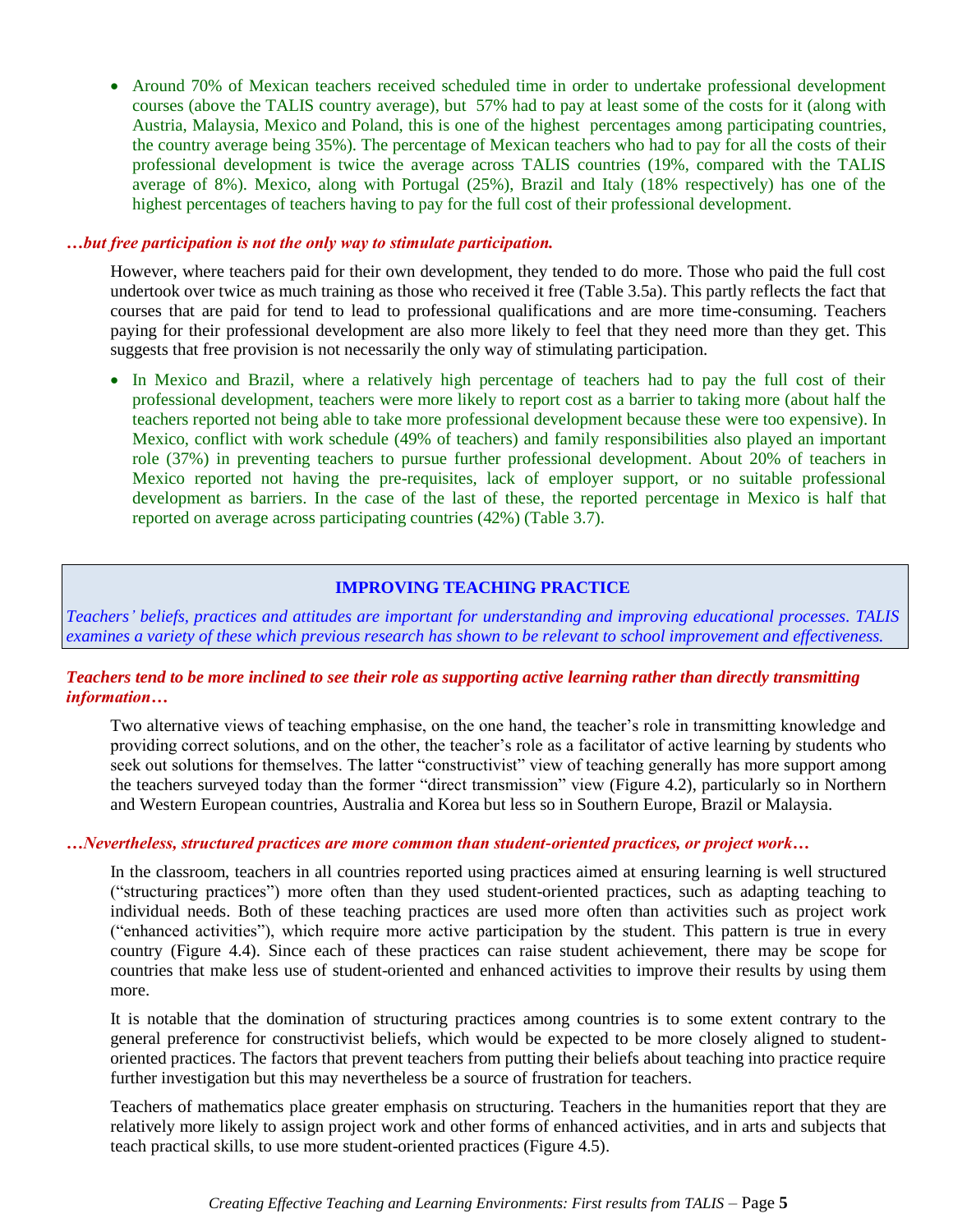- Around 70% of Mexican teachers received scheduled time in order to undertake professional development courses (above the TALIS country average), but 57% had to pay at least some of the costs for it (along with Austria, Malaysia, Mexico and Poland, this is one of the highest percentages among participating countries, the country average being 35%). The percentage of Mexican teachers who had to pay for all the costs of their professional development is twice the average across TALIS countries (19%, compared with the TALIS average of 8%). Mexico, along with Portugal (25%), Brazil and Italy (18% respectively) has one of the highest percentages of teachers having to pay for the full cost of their professional development.

***…but free participation is not the only way to stimulate participation.***

However, where teachers paid for their own development, they tended to do more. Those who paid the full cost undertook over twice as much training as those who received it free (Table 3.5a). This partly reflects the fact that courses that are paid for tend to lead to professional qualifications and are more time-consuming. Teachers paying for their professional development are also more likely to feel that they need more than they get. This suggests that free provision is not necessarily the only way of stimulating participation.

- In Mexico and Brazil, where a relatively high percentage of teachers had to pay the full cost of their professional development, teachers were more likely to report cost as a barrier to taking more (about half the teachers reported not being able to take more professional development because these were too expensive). In Mexico, conflict with work schedule (49% of teachers) and family responsibilities also played an important role (37%) in preventing teachers to pursue further professional development. About 20% of teachers in Mexico reported not having the pre-requisites, lack of employer support, or no suitable professional development as barriers. In the case of the last of these, the reported percentage in Mexico is half that reported on average across participating countries (42%) (Table 3.7).

## IMPROVING TEACHING PRACTICE

*Teachers' beliefs, practices and attitudes are important for understanding and improving educational processes. TALIS examines a variety of these which previous research has shown to be relevant to school improvement and effectiveness.*

***Teachers tend to be more inclined to see their role as supporting active learning rather than directly transmitting information…***

Two alternative views of teaching emphasise, on the one hand, the teacher's role in transmitting knowledge and providing correct solutions, and on the other, the teacher's role as a facilitator of active learning by students who seek out solutions for themselves. The latter "constructivist" view of teaching generally has more support among the teachers surveyed today than the former "direct transmission" view (Figure 4.2), particularly so in Northern and Western European countries, Australia and Korea but less so in Southern Europe, Brazil or Malaysia.

***…Nevertheless, structured practices are more common than student-oriented practices, or project work…***

In the classroom, teachers in all countries reported using practices aimed at ensuring learning is well structured ("structuring practices") more often than they used student-oriented practices, such as adapting teaching to individual needs. Both of these teaching practices are used more often than activities such as project work ("enhanced activities"), which require more active participation by the student. This pattern is true in every country (Figure 4.4). Since each of these practices can raise student achievement, there may be scope for countries that make less use of student-oriented and enhanced activities to improve their results by using them more.

It is notable that the domination of structuring practices among countries is to some extent contrary to the general preference for constructivist beliefs, which would be expected to be more closely aligned to student-oriented practices. The factors that prevent teachers from putting their beliefs about teaching into practice require further investigation but this may nevertheless be a source of frustration for teachers.

Teachers of mathematics place greater emphasis on structuring. Teachers in the humanities report that they are relatively more likely to assign project work and other forms of enhanced activities, and in arts and subjects that teach practical skills, to use more student-oriented practices (Figure 4.5).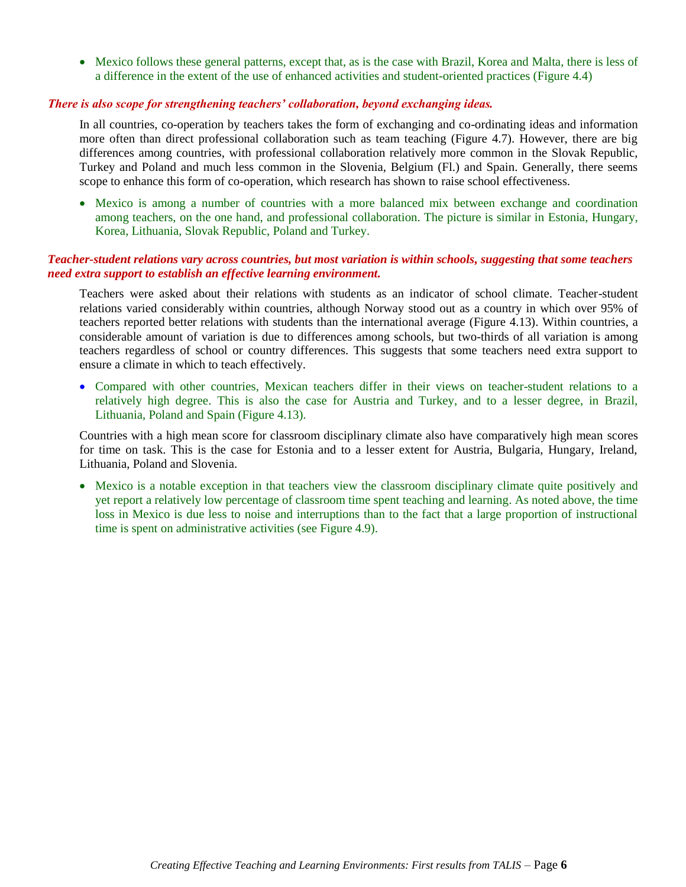- Mexico follows these general patterns, except that, as is the case with Brazil, Korea and Malta, there is less of a difference in the extent of the use of enhanced activities and student-oriented practices (Figure 4.4)

***There is also scope for strengthening teachers' collaboration, beyond exchanging ideas.***

In all countries, co-operation by teachers takes the form of exchanging and co-ordinating ideas and information more often than direct professional collaboration such as team teaching (Figure 4.7). However, there are big differences among countries, with professional collaboration relatively more common in the Slovak Republic, Turkey and Poland and much less common in the Slovenia, Belgium (Fl.) and Spain. Generally, there seems scope to enhance this form of co-operation, which research has shown to raise school effectiveness.

- Mexico is among a number of countries with a more balanced mix between exchange and coordination among teachers, on the one hand, and professional collaboration. The picture is similar in Estonia, Hungary, Korea, Lithuania, Slovak Republic, Poland and Turkey.

***Teacher-student relations vary across countries, but most variation is within schools, suggesting that some teachers need extra support to establish an effective learning environment.***

Teachers were asked about their relations with students as an indicator of school climate. Teacher-student relations varied considerably within countries, although Norway stood out as a country in which over 95% of teachers reported better relations with students than the international average (Figure 4.13). Within countries, a considerable amount of variation is due to differences among schools, but two-thirds of all variation is among teachers regardless of school or country differences. This suggests that some teachers need extra support to ensure a climate in which to teach effectively.

- Compared with other countries, Mexican teachers differ in their views on teacher-student relations to a relatively high degree. This is also the case for Austria and Turkey, and to a lesser degree, in Brazil, Lithuania, Poland and Spain (Figure 4.13).

Countries with a high mean score for classroom disciplinary climate also have comparatively high mean scores for time on task. This is the case for Estonia and to a lesser extent for Austria, Bulgaria, Hungary, Ireland, Lithuania, Poland and Slovenia.

- Mexico is a notable exception in that teachers view the classroom disciplinary climate quite positively and yet report a relatively low percentage of classroom time spent teaching and learning. As noted above, the time loss in Mexico is due less to noise and interruptions than to the fact that a large proportion of instructional time is spent on administrative activities (see Figure 4.9).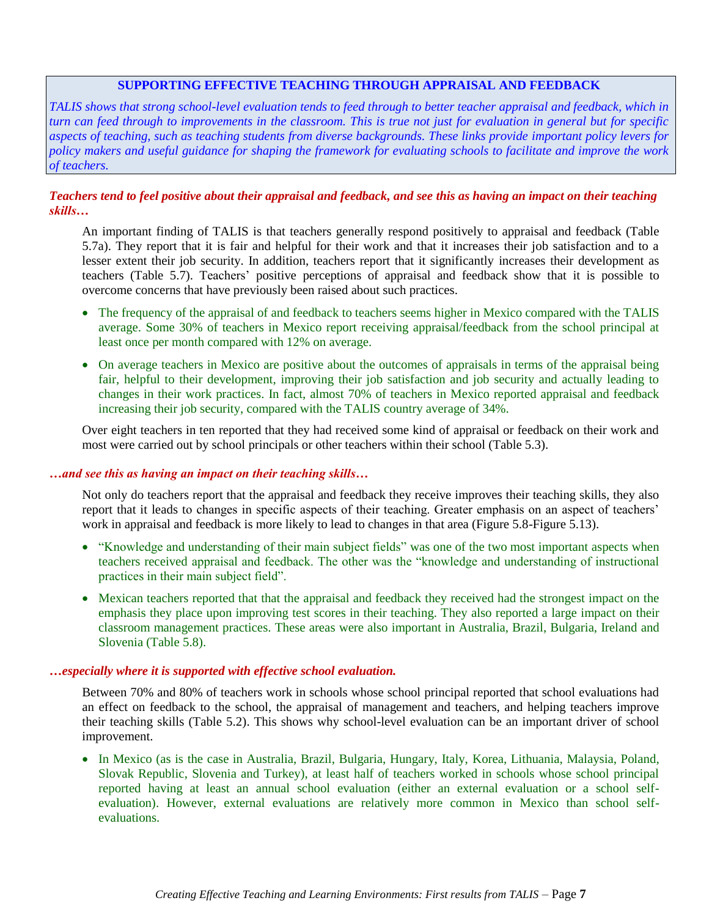**SUPPORTING EFFECTIVE TEACHING THROUGH APPRAISAL AND FEEDBACK**

*TALIS shows that strong school-level evaluation tends to feed through to better teacher appraisal and feedback, which in turn can feed through to improvements in the classroom. This is true not just for evaluation in general but for specific aspects of teaching, such as teaching students from diverse backgrounds. These links provide important policy levers for policy makers and useful guidance for shaping the framework for evaluating schools to facilitate and improve the work of teachers.*

***Teachers tend to feel positive about their appraisal and feedback, and see this as having an impact on their teaching skills…***

An important finding of TALIS is that teachers generally respond positively to appraisal and feedback (Table 5.7a). They report that it is fair and helpful for their work and that it increases their job satisfaction and to a lesser extent their job security. In addition, teachers report that it significantly increases their development as teachers (Table 5.7). Teachers' positive perceptions of appraisal and feedback show that it is possible to overcome concerns that have previously been raised about such practices.

- The frequency of the appraisal of and feedback to teachers seems higher in Mexico compared with the TALIS average. Some 30% of teachers in Mexico report receiving appraisal/feedback from the school principal at least once per month compared with 12% on average.
- On average teachers in Mexico are positive about the outcomes of appraisals in terms of the appraisal being fair, helpful to their development, improving their job satisfaction and job security and actually leading to changes in their work practices. In fact, almost 70% of teachers in Mexico reported appraisal and feedback increasing their job security, compared with the TALIS country average of 34%.

Over eight teachers in ten reported that they had received some kind of appraisal or feedback on their work and most were carried out by school principals or other teachers within their school (Table 5.3).

***…and see this as having an impact on their teaching skills…***

Not only do teachers report that the appraisal and feedback they receive improves their teaching skills, they also report that it leads to changes in specific aspects of their teaching. Greater emphasis on an aspect of teachers' work in appraisal and feedback is more likely to lead to changes in that area (Figure 5.8-Figure 5.13).

- "Knowledge and understanding of their main subject fields" was one of the two most important aspects when teachers received appraisal and feedback. The other was the "knowledge and understanding of instructional practices in their main subject field".
- Mexican teachers reported that that the appraisal and feedback they received had the strongest impact on the emphasis they place upon improving test scores in their teaching. They also reported a large impact on their classroom management practices. These areas were also important in Australia, Brazil, Bulgaria, Ireland and Slovenia (Table 5.8).

***…especially where it is supported with effective school evaluation.***

Between 70% and 80% of teachers work in schools whose school principal reported that school evaluations had an effect on feedback to the school, the appraisal of management and teachers, and helping teachers improve their teaching skills (Table 5.2). This shows why school-level evaluation can be an important driver of school improvement.

- In Mexico (as is the case in Australia, Brazil, Bulgaria, Hungary, Italy, Korea, Lithuania, Malaysia, Poland, Slovak Republic, Slovenia and Turkey), at least half of teachers worked in schools whose school principal reported having at least an annual school evaluation (either an external evaluation or a school self-evaluation). However, external evaluations are relatively more common in Mexico than school self-evaluations.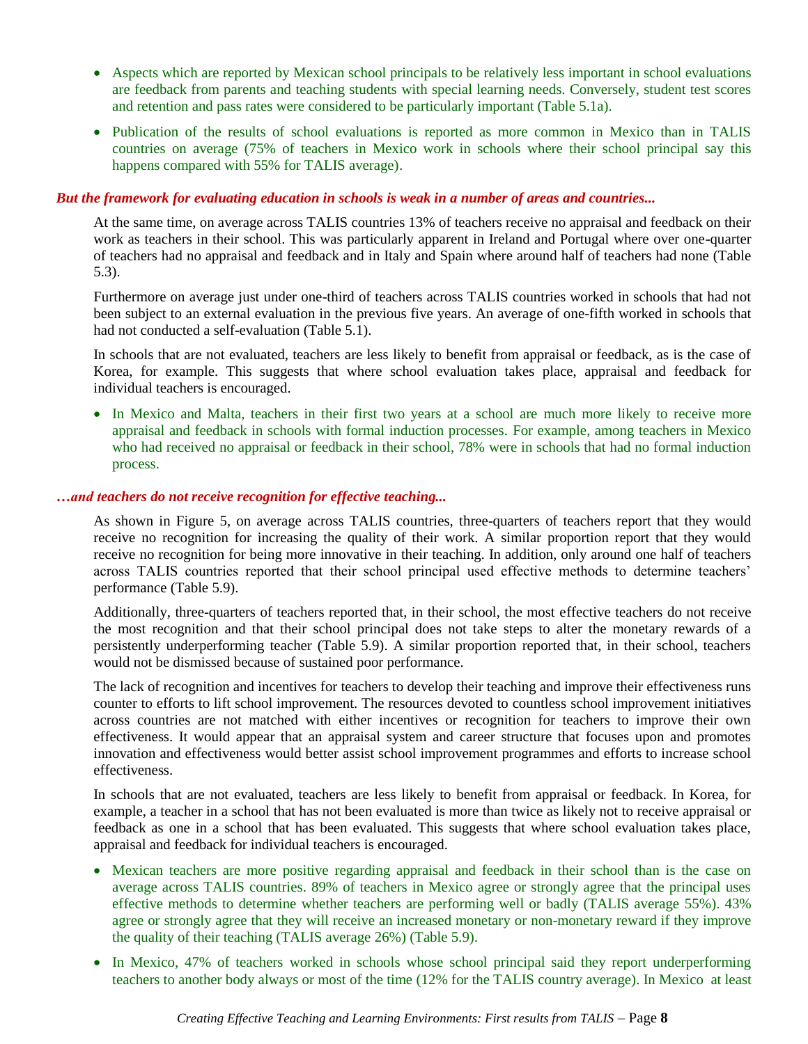- Aspects which are reported by Mexican school principals to be relatively less important in school evaluations are feedback from parents and teaching students with special learning needs. Conversely, student test scores and retention and pass rates were considered to be particularly important (Table 5.1a).
- Publication of the results of school evaluations is reported as more common in Mexico than in TALIS countries on average (75% of teachers in Mexico work in schools where their school principal say this happens compared with 55% for TALIS average).

***But the framework for evaluating education in schools is weak in a number of areas and countries...***

At the same time, on average across TALIS countries 13% of teachers receive no appraisal and feedback on their work as teachers in their school. This was particularly apparent in Ireland and Portugal where over one-quarter of teachers had no appraisal and feedback and in Italy and Spain where around half of teachers had none (Table 5.3).

Furthermore on average just under one-third of teachers across TALIS countries worked in schools that had not been subject to an external evaluation in the previous five years. An average of one-fifth worked in schools that had not conducted a self-evaluation (Table 5.1).

In schools that are not evaluated, teachers are less likely to benefit from appraisal or feedback, as is the case of Korea, for example. This suggests that where school evaluation takes place, appraisal and feedback for individual teachers is encouraged.

- In Mexico and Malta, teachers in their first two years at a school are much more likely to receive more appraisal and feedback in schools with formal induction processes. For example, among teachers in Mexico who had received no appraisal or feedback in their school, 78% were in schools that had no formal induction process.

***…and teachers do not receive recognition for effective teaching...***

As shown in Figure 5, on average across TALIS countries, three-quarters of teachers report that they would receive no recognition for increasing the quality of their work. A similar proportion report that they would receive no recognition for being more innovative in their teaching. In addition, only around one half of teachers across TALIS countries reported that their school principal used effective methods to determine teachers' performance (Table 5.9).

Additionally, three-quarters of teachers reported that, in their school, the most effective teachers do not receive the most recognition and that their school principal does not take steps to alter the monetary rewards of a persistently underperforming teacher (Table 5.9). A similar proportion reported that, in their school, teachers would not be dismissed because of sustained poor performance.

The lack of recognition and incentives for teachers to develop their teaching and improve their effectiveness runs counter to efforts to lift school improvement. The resources devoted to countless school improvement initiatives across countries are not matched with either incentives or recognition for teachers to improve their own effectiveness. It would appear that an appraisal system and career structure that focuses upon and promotes innovation and effectiveness would better assist school improvement programmes and efforts to increase school effectiveness.

In schools that are not evaluated, teachers are less likely to benefit from appraisal or feedback. In Korea, for example, a teacher in a school that has not been evaluated is more than twice as likely not to receive appraisal or feedback as one in a school that has been evaluated. This suggests that where school evaluation takes place, appraisal and feedback for individual teachers is encouraged.

- Mexican teachers are more positive regarding appraisal and feedback in their school than is the case on average across TALIS countries. 89% of teachers in Mexico agree or strongly agree that the principal uses effective methods to determine whether teachers are performing well or badly (TALIS average 55%). 43% agree or strongly agree that they will receive an increased monetary or non-monetary reward if they improve the quality of their teaching (TALIS average 26%) (Table 5.9).
- In Mexico, 47% of teachers worked in schools whose school principal said they report underperforming teachers to another body always or most of the time (12% for the TALIS country average). In Mexico at least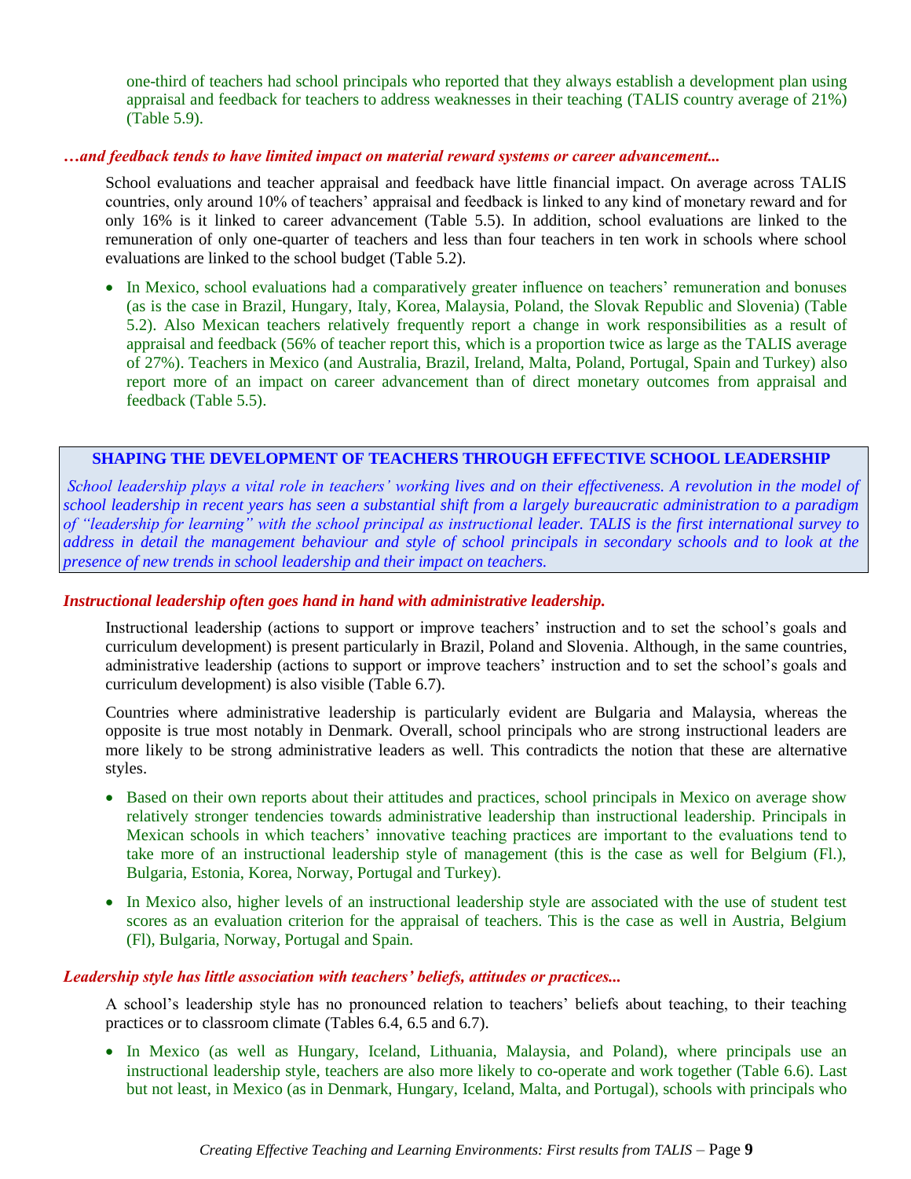one-third of teachers had school principals who reported that they always establish a development plan using appraisal and feedback for teachers to address weaknesses in their teaching (TALIS country average of 21%) (Table 5.9).

***…and feedback tends to have limited impact on material reward systems or career advancement...***

School evaluations and teacher appraisal and feedback have little financial impact. On average across TALIS countries, only around 10% of teachers' appraisal and feedback is linked to any kind of monetary reward and for only 16% is it linked to career advancement (Table 5.5). In addition, school evaluations are linked to the remuneration of only one-quarter of teachers and less than four teachers in ten work in schools where school evaluations are linked to the school budget (Table 5.2).

- In Mexico, school evaluations had a comparatively greater influence on teachers' remuneration and bonuses (as is the case in Brazil, Hungary, Italy, Korea, Malaysia, Poland, the Slovak Republic and Slovenia) (Table 5.2). Also Mexican teachers relatively frequently report a change in work responsibilities as a result of appraisal and feedback (56% of teacher report this, which is a proportion twice as large as the TALIS average of 27%). Teachers in Mexico (and Australia, Brazil, Ireland, Malta, Poland, Portugal, Spain and Turkey) also report more of an impact on career advancement than of direct monetary outcomes from appraisal and feedback (Table 5.5).

## SHAPING THE DEVELOPMENT OF TEACHERS THROUGH EFFECTIVE SCHOOL LEADERSHIP

*School leadership plays a vital role in teachers' working lives and on their effectiveness. A revolution in the model of school leadership in recent years has seen a substantial shift from a largely bureaucratic administration to a paradigm of "leadership for learning" with the school principal as instructional leader. TALIS is the first international survey to address in detail the management behaviour and style of school principals in secondary schools and to look at the presence of new trends in school leadership and their impact on teachers.*

***Instructional leadership often goes hand in hand with administrative leadership.***

Instructional leadership (actions to support or improve teachers' instruction and to set the school's goals and curriculum development) is present particularly in Brazil, Poland and Slovenia. Although, in the same countries, administrative leadership (actions to support or improve teachers' instruction and to set the school's goals and curriculum development) is also visible (Table 6.7).

Countries where administrative leadership is particularly evident are Bulgaria and Malaysia, whereas the opposite is true most notably in Denmark. Overall, school principals who are strong instructional leaders are more likely to be strong administrative leaders as well. This contradicts the notion that these are alternative styles.

- Based on their own reports about their attitudes and practices, school principals in Mexico on average show relatively stronger tendencies towards administrative leadership than instructional leadership. Principals in Mexican schools in which teachers' innovative teaching practices are important to the evaluations tend to take more of an instructional leadership style of management (this is the case as well for Belgium (Fl.), Bulgaria, Estonia, Korea, Norway, Portugal and Turkey).
- In Mexico also, higher levels of an instructional leadership style are associated with the use of student test scores as an evaluation criterion for the appraisal of teachers. This is the case as well in Austria, Belgium (Fl), Bulgaria, Norway, Portugal and Spain.

***Leadership style has little association with teachers' beliefs, attitudes or practices...***

A school's leadership style has no pronounced relation to teachers' beliefs about teaching, to their teaching practices or to classroom climate (Tables 6.4, 6.5 and 6.7).

- In Mexico (as well as Hungary, Iceland, Lithuania, Malaysia, and Poland), where principals use an instructional leadership style, teachers are also more likely to co-operate and work together (Table 6.6). Last but not least, in Mexico (as in Denmark, Hungary, Iceland, Malta, and Portugal), schools with principals who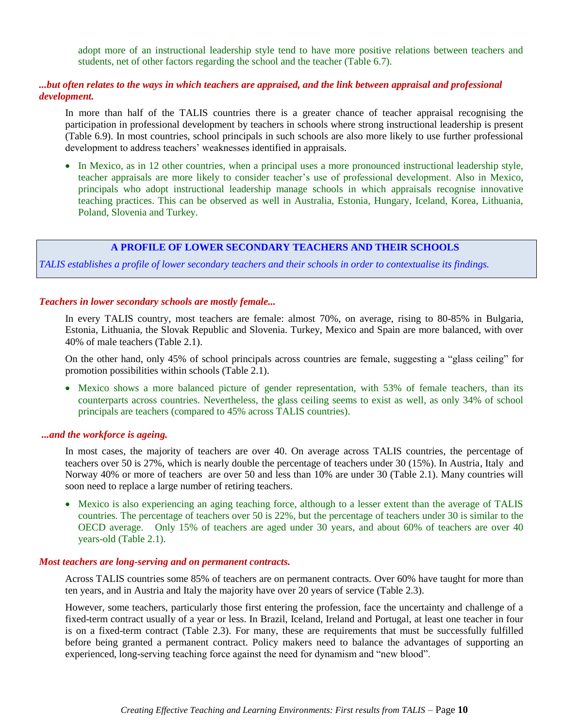adopt more of an instructional leadership style tend to have more positive relations between teachers and students, net of other factors regarding the school and the teacher (Table 6.7).

***...but often relates to the ways in which teachers are appraised, and the link between appraisal and professional development.***

In more than half of the TALIS countries there is a greater chance of teacher appraisal recognising the participation in professional development by teachers in schools where strong instructional leadership is present (Table 6.9). In most countries, school principals in such schools are also more likely to use further professional development to address teachers' weaknesses identified in appraisals.

- In Mexico, as in 12 other countries, when a principal uses a more pronounced instructional leadership style, teacher appraisals are more likely to consider teacher's use of professional development. Also in Mexico, principals who adopt instructional leadership manage schools in which appraisals recognise innovative teaching practices. This can be observed as well in Australia, Estonia, Hungary, Iceland, Korea, Lithuania, Poland, Slovenia and Turkey.

## A PROFILE OF LOWER SECONDARY TEACHERS AND THEIR SCHOOLS

*TALIS establishes a profile of lower secondary teachers and their schools in order to contextualise its findings.*

***Teachers in lower secondary schools are mostly female...***

In every TALIS country, most teachers are female: almost 70%, on average, rising to 80-85% in Bulgaria, Estonia, Lithuania, the Slovak Republic and Slovenia. Turkey, Mexico and Spain are more balanced, with over 40% of male teachers (Table 2.1).

On the other hand, only 45% of school principals across countries are female, suggesting a "glass ceiling" for promotion possibilities within schools (Table 2.1).

- Mexico shows a more balanced picture of gender representation, with 53% of female teachers, than its counterparts across countries. Nevertheless, the glass ceiling seems to exist as well, as only 34% of school principals are teachers (compared to 45% across TALIS countries).

***...and the workforce is ageing.***

In most cases, the majority of teachers are over 40. On average across TALIS countries, the percentage of teachers over 50 is 27%, which is nearly double the percentage of teachers under 30 (15%). In Austria, Italy and Norway 40% or more of teachers are over 50 and less than 10% are under 30 (Table 2.1). Many countries will soon need to replace a large number of retiring teachers.

- Mexico is also experiencing an aging teaching force, although to a lesser extent than the average of TALIS countries. The percentage of teachers over 50 is 22%, but the percentage of teachers under 30 is similar to the OECD average. Only 15% of teachers are aged under 30 years, and about 60% of teachers are over 40 years-old (Table 2.1).

***Most teachers are long-serving and on permanent contracts.***

Across TALIS countries some 85% of teachers are on permanent contracts. Over 60% have taught for more than ten years, and in Austria and Italy the majority have over 20 years of service (Table 2.3).

However, some teachers, particularly those first entering the profession, face the uncertainty and challenge of a fixed-term contract usually of a year or less. In Brazil, Iceland, Ireland and Portugal, at least one teacher in four is on a fixed-term contract (Table 2.3). For many, these are requirements that must be successfully fulfilled before being granted a permanent contract. Policy makers need to balance the advantages of supporting an experienced, long-serving teaching force against the need for dynamism and "new blood".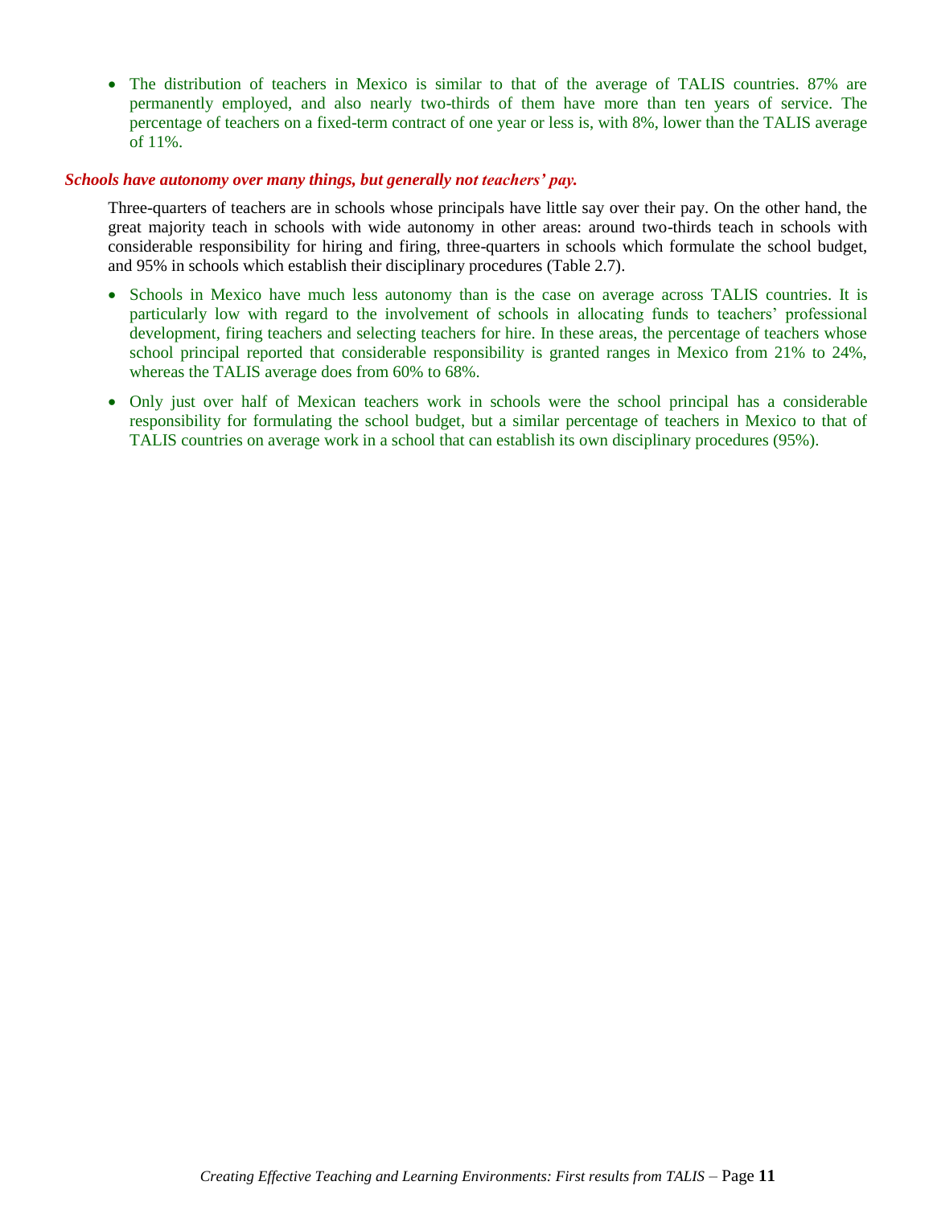- The distribution of teachers in Mexico is similar to that of the average of TALIS countries. 87% are permanently employed, and also nearly two-thirds of them have more than ten years of service. The percentage of teachers on a fixed-term contract of one year or less is, with 8%, lower than the TALIS average of 11%.

***Schools have autonomy over many things, but generally not teachers' pay.***

Three-quarters of teachers are in schools whose principals have little say over their pay. On the other hand, the great majority teach in schools with wide autonomy in other areas: around two-thirds teach in schools with considerable responsibility for hiring and firing, three-quarters in schools which formulate the school budget, and 95% in schools which establish their disciplinary procedures (Table 2.7).

- Schools in Mexico have much less autonomy than is the case on average across TALIS countries. It is particularly low with regard to the involvement of schools in allocating funds to teachers' professional development, firing teachers and selecting teachers for hire. In these areas, the percentage of teachers whose school principal reported that considerable responsibility is granted ranges in Mexico from 21% to 24%, whereas the TALIS average does from 60% to 68%.
- Only just over half of Mexican teachers work in schools were the school principal has a considerable responsibility for formulating the school budget, but a similar percentage of teachers in Mexico to that of TALIS countries on average work in a school that can establish its own disciplinary procedures (95%).